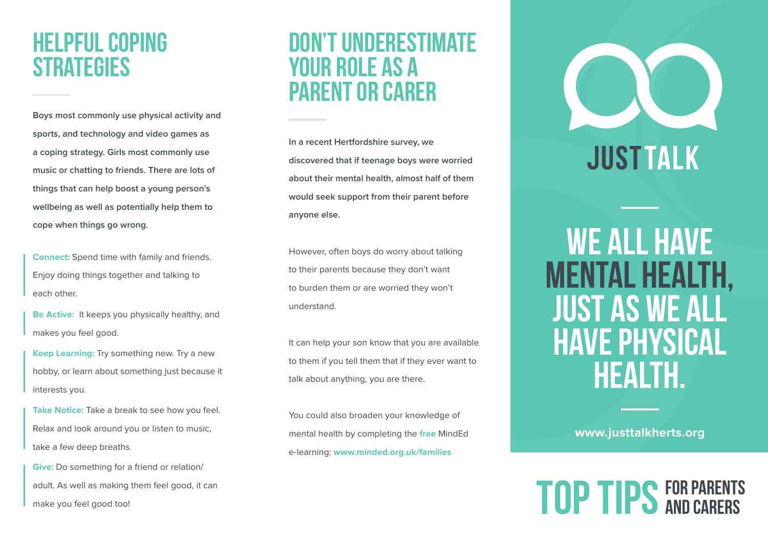# Helpful Coping Strategies

**Boys most commonly use physical activity and sports, and technology and video games as a coping strategy. Girls most commonly use music or chatting to friends. There are lots of things that can help boost a young person's wellbeing as well as potentially help them to cope when things go wrong.**

**Connect:** Spend time with family and friends. Enjoy doing things together and talking to each other.

**Be Active:** It keeps you physically healthy, and makes you feel good.

**Keep Learning:** Try something new. Try a new hobby, or learn about something just because it interests you.

**Take Notice:** Take a break to see how you feel. Relax and look around you or listen to music, take a few deep breaths.

**Give:** Do something for a friend or relation/ adult. As well as making them feel good, it can make you feel good too!

# Don't Underestimate Your Role as a Parent or Carer

**In a recent Hertfordshire survey, we discovered that if teenage boys were worried about their mental health, almost half of them would seek support from their parent before anyone else.**

However, often boys do worry about talking to their parents because they don't want to burden them or are worried they won't understand.

It can help your son know that you are available to them if you tell them that if they ever want to talk about anything, you are there.

You could also broaden your knowledge of mental health by completing the **free** MindEd e-learning: **www.minded.org.uk/families**

# Just Talk

## We all have mental health, just as we all have physical health.

**www.justtalkherts.org**

# Top Tips for Parents and Carers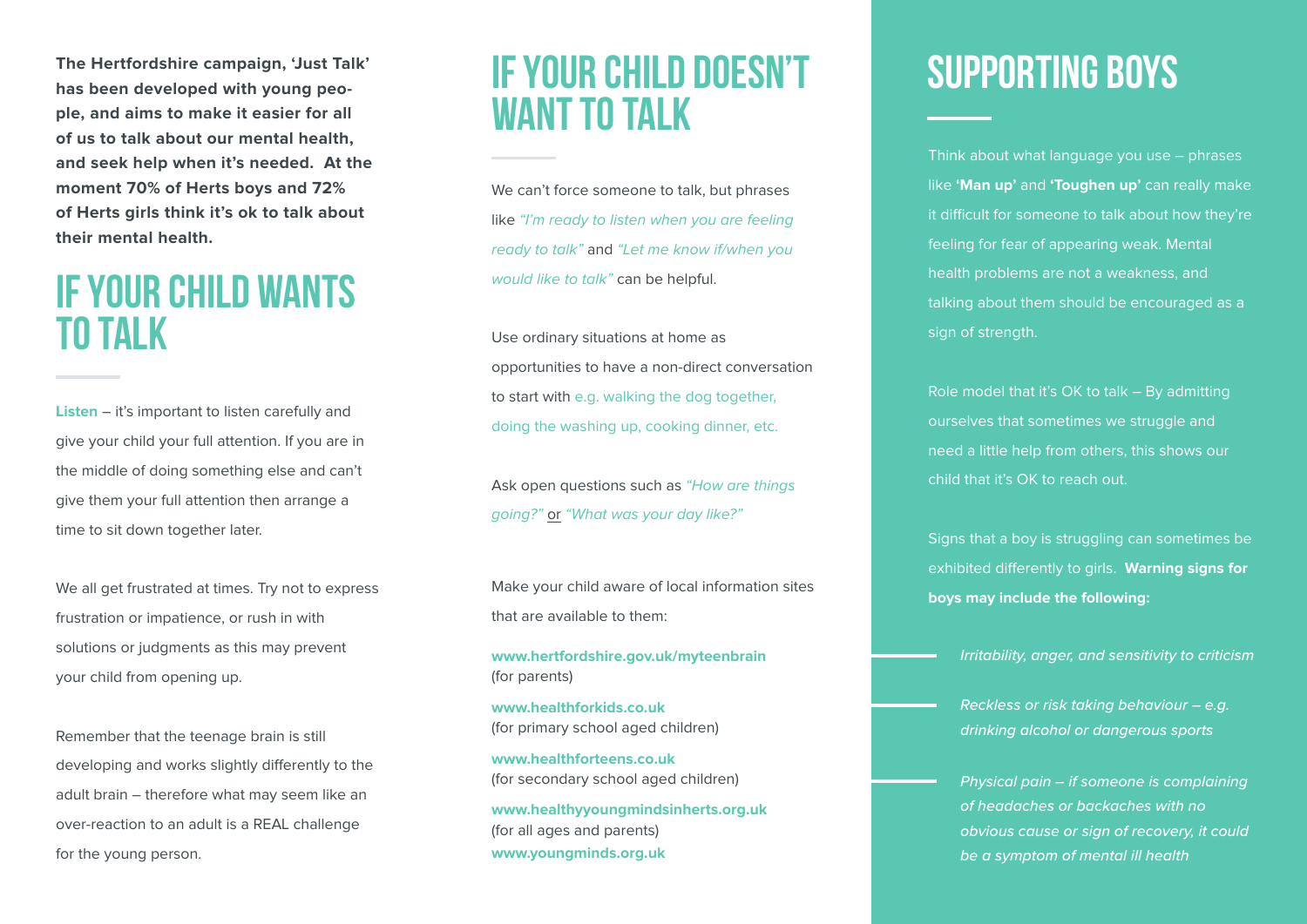**The Hertfordshire campaign, 'Just Talk' has been developed with young people, and aims to make it easier for all of us to talk about our mental health, and seek help when it's needed. At the moment 70% of Herts boys and 72% of Herts girls think it's ok to talk about their mental health.**

## IF YOUR CHILD WANTS TO TALK

**Listen** – it's important to listen carefully and give your child your full attention. If you are in the middle of doing something else and can't give them your full attention then arrange a time to sit down together later.

We all get frustrated at times. Try not to express frustration or impatience, or rush in with solutions or judgments as this may prevent your child from opening up.

Remember that the teenage brain is still developing and works slightly differently to the adult brain – therefore what may seem like an over-reaction to an adult is a REAL challenge for the young person.

## IF YOUR CHILD DOESN'T WANT TO TALK

We can't force someone to talk, but phrases like *"I'm ready to listen when you are feeling ready to talk"* and *"Let me know if/when you would like to talk"* can be helpful.

Use ordinary situations at home as opportunities to have a non-direct conversation to start with e.g. walking the dog together, doing the washing up, cooking dinner, etc.

Ask open questions such as *"How are things going?"* or *"What was your day like?"*

Make your child aware of local information sites that are available to them:

**www.hertfordshire.gov.uk/myteenbrain**
(for parents)

**www.healthforkids.co.uk**
(for primary school aged children)

**www.healthforteens.co.uk**
(for secondary school aged children)

**www.healthyyoungmindsinherts.org.uk**
(for all ages and parents)
**www.youngminds.org.uk**

## SUPPORTING BOYS

Think about what language you use – phrases like **'Man up'** and **'Toughen up'** can really make it difficult for someone to talk about how they're feeling for fear of appearing weak. Mental health problems are not a weakness, and talking about them should be encouraged as a sign of strength.

Role model that it's OK to talk – By admitting ourselves that sometimes we struggle and need a little help from others, this shows our child that it's OK to reach out.

Signs that a boy is struggling can sometimes be exhibited differently to girls. **Warning signs for boys may include the following:**

- *Irritability, anger, and sensitivity to criticism*
- *Reckless or risk taking behaviour – e.g. drinking alcohol or dangerous sports*
- *Physical pain – if someone is complaining of headaches or backaches with no obvious cause or sign of recovery, it could be a symptom of mental ill health*